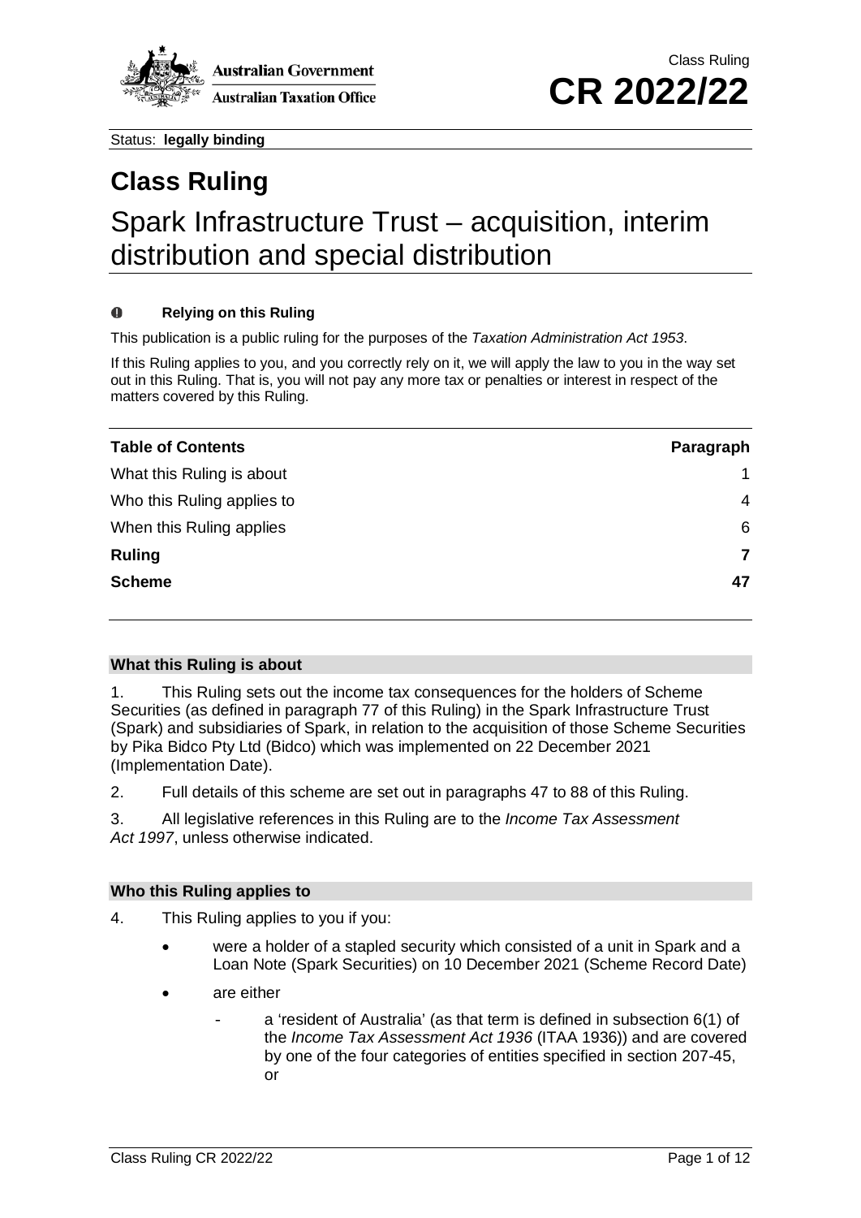Class Ruling

# CR 2022/22

Status: **legally binding**

# Class Ruling

## Spark Infrastructure Trust – acquisition, interim distribution and special distribution

**Relying on this Ruling**

This publication is a public ruling for the purposes of the *Taxation Administration Act 1953*.

If this Ruling applies to you, and you correctly rely on it, we will apply the law to you in the way set out in this Ruling. That is, you will not pay any more tax or penalties or interest in respect of the matters covered by this Ruling.

| **Table of Contents** | **Paragraph** |
|---|---|
| What this Ruling is about | 1 |
| Who this Ruling applies to | 4 |
| When this Ruling applies | 6 |
| **Ruling** | **7** |
| **Scheme** | **47** |

### What this Ruling is about

1. This Ruling sets out the income tax consequences for the holders of Scheme Securities (as defined in paragraph 77 of this Ruling) in the Spark Infrastructure Trust (Spark) and subsidiaries of Spark, in relation to the acquisition of those Scheme Securities by Pika Bidco Pty Ltd (Bidco) which was implemented on 22 December 2021 (Implementation Date).

2. Full details of this scheme are set out in paragraphs 47 to 88 of this Ruling.

3. All legislative references in this Ruling are to the *Income Tax Assessment Act 1997*, unless otherwise indicated.

### Who this Ruling applies to

4. This Ruling applies to you if you:

- were a holder of a stapled security which consisted of a unit in Spark and a Loan Note (Spark Securities) on 10 December 2021 (Scheme Record Date)
- are either
  - a 'resident of Australia' (as that term is defined in subsection 6(1) of the *Income Tax Assessment Act 1936* (ITAA 1936)) and are covered by one of the four categories of entities specified in section 207-45, or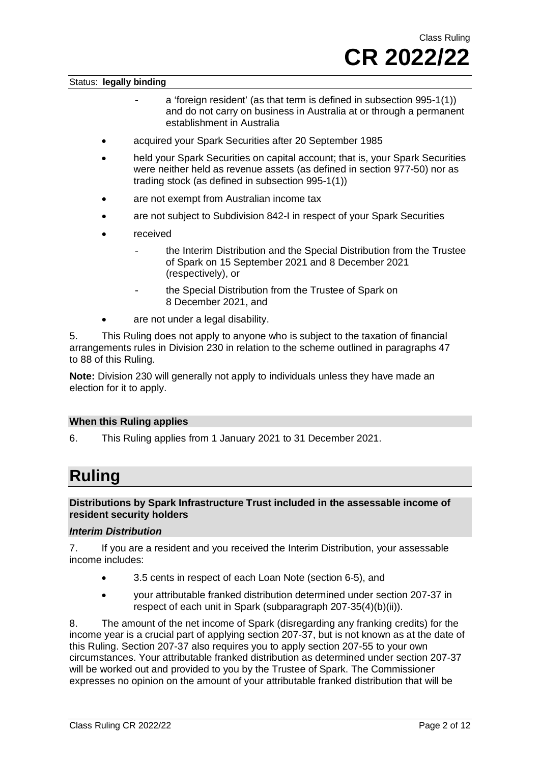Status: **legally binding**

  - a 'foreign resident' (as that term is defined in subsection 995-1(1)) and do not carry on business in Australia at or through a permanent establishment in Australia
- acquired your Spark Securities after 20 September 1985
- held your Spark Securities on capital account; that is, your Spark Securities were neither held as revenue assets (as defined in section 977-50) nor as trading stock (as defined in subsection 995-1(1))
- are not exempt from Australian income tax
- are not subject to Subdivision 842-I in respect of your Spark Securities
- received
  - the Interim Distribution and the Special Distribution from the Trustee of Spark on 15 September 2021 and 8 December 2021 (respectively), or
  - the Special Distribution from the Trustee of Spark on 8 December 2021, and
- are not under a legal disability.

5. This Ruling does not apply to anyone who is subject to the taxation of financial arrangements rules in Division 230 in relation to the scheme outlined in paragraphs 47 to 88 of this Ruling.

**Note:** Division 230 will generally not apply to individuals unless they have made an election for it to apply.

### When this Ruling applies

6. This Ruling applies from 1 January 2021 to 31 December 2021.

# Ruling

### Distributions by Spark Infrastructure Trust included in the assessable income of resident security holders

#### *Interim Distribution*

7. If you are a resident and you received the Interim Distribution, your assessable income includes:

- 3.5 cents in respect of each Loan Note (section 6-5), and
- your attributable franked distribution determined under section 207-37 in respect of each unit in Spark (subparagraph 207-35(4)(b)(ii)).

8. The amount of the net income of Spark (disregarding any franking credits) for the income year is a crucial part of applying section 207-37, but is not known as at the date of this Ruling. Section 207-37 also requires you to apply section 207-55 to your own circumstances. Your attributable franked distribution as determined under section 207-37 will be worked out and provided to you by the Trustee of Spark. The Commissioner expresses no opinion on the amount of your attributable franked distribution that will be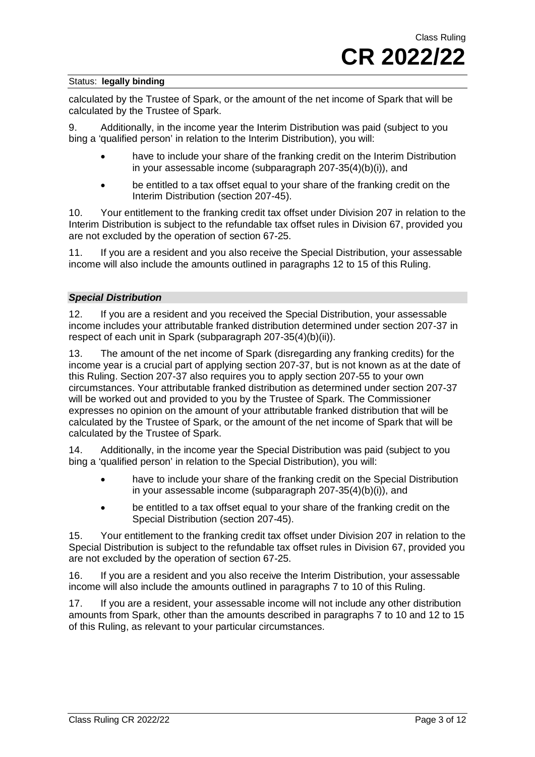calculated by the Trustee of Spark, or the amount of the net income of Spark that will be calculated by the Trustee of Spark.

9. Additionally, in the income year the Interim Distribution was paid (subject to you bing a 'qualified person' in relation to the Interim Distribution), you will:

- have to include your share of the franking credit on the Interim Distribution in your assessable income (subparagraph 207-35(4)(b)(i)), and
- be entitled to a tax offset equal to your share of the franking credit on the Interim Distribution (section 207-45).

10. Your entitlement to the franking credit tax offset under Division 207 in relation to the Interim Distribution is subject to the refundable tax offset rules in Division 67, provided you are not excluded by the operation of section 67-25.

11. If you are a resident and you also receive the Special Distribution, your assessable income will also include the amounts outlined in paragraphs 12 to 15 of this Ruling.

### *Special Distribution*

12. If you are a resident and you received the Special Distribution, your assessable income includes your attributable franked distribution determined under section 207-37 in respect of each unit in Spark (subparagraph 207-35(4)(b)(ii)).

13. The amount of the net income of Spark (disregarding any franking credits) for the income year is a crucial part of applying section 207-37, but is not known as at the date of this Ruling. Section 207-37 also requires you to apply section 207-55 to your own circumstances. Your attributable franked distribution as determined under section 207-37 will be worked out and provided to you by the Trustee of Spark. The Commissioner expresses no opinion on the amount of your attributable franked distribution that will be calculated by the Trustee of Spark, or the amount of the net income of Spark that will be calculated by the Trustee of Spark.

14. Additionally, in the income year the Special Distribution was paid (subject to you bing a 'qualified person' in relation to the Special Distribution), you will:

- have to include your share of the franking credit on the Special Distribution in your assessable income (subparagraph 207-35(4)(b)(i)), and
- be entitled to a tax offset equal to your share of the franking credit on the Special Distribution (section 207-45).

15. Your entitlement to the franking credit tax offset under Division 207 in relation to the Special Distribution is subject to the refundable tax offset rules in Division 67, provided you are not excluded by the operation of section 67-25.

16. If you are a resident and you also receive the Interim Distribution, your assessable income will also include the amounts outlined in paragraphs 7 to 10 of this Ruling.

17. If you are a resident, your assessable income will not include any other distribution amounts from Spark, other than the amounts described in paragraphs 7 to 10 and 12 to 15 of this Ruling, as relevant to your particular circumstances.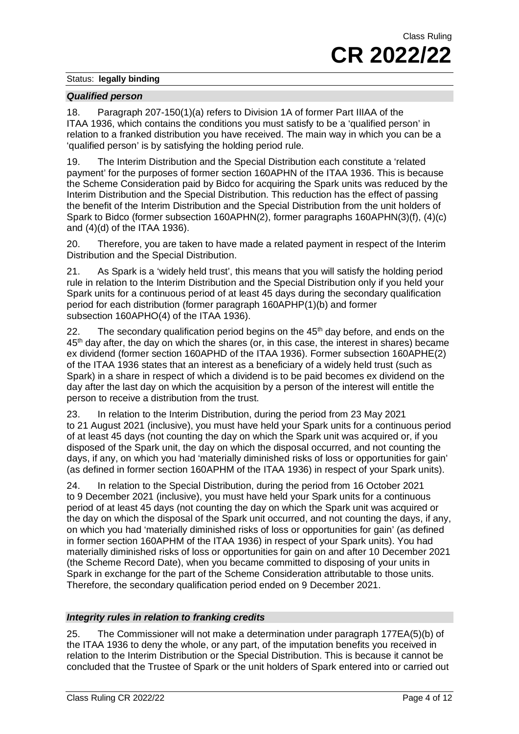### *Qualified person*

18. Paragraph 207-150(1)(a) refers to Division 1A of former Part IIIAA of the ITAA 1936, which contains the conditions you must satisfy to be a 'qualified person' in relation to a franked distribution you have received. The main way in which you can be a 'qualified person' is by satisfying the holding period rule.

19. The Interim Distribution and the Special Distribution each constitute a 'related payment' for the purposes of former section 160APHN of the ITAA 1936. This is because the Scheme Consideration paid by Bidco for acquiring the Spark units was reduced by the Interim Distribution and the Special Distribution. This reduction has the effect of passing the benefit of the Interim Distribution and the Special Distribution from the unit holders of Spark to Bidco (former subsection 160APHN(2), former paragraphs 160APHN(3)(f), (4)(c) and (4)(d) of the ITAA 1936).

20. Therefore, you are taken to have made a related payment in respect of the Interim Distribution and the Special Distribution.

21. As Spark is a 'widely held trust', this means that you will satisfy the holding period rule in relation to the Interim Distribution and the Special Distribution only if you held your Spark units for a continuous period of at least 45 days during the secondary qualification period for each distribution (former paragraph 160APHP(1)(b) and former subsection 160APHO(4) of the ITAA 1936).

22. The secondary qualification period begins on the 45th day before, and ends on the 45th day after, the day on which the shares (or, in this case, the interest in shares) became ex dividend (former section 160APHD of the ITAA 1936). Former subsection 160APHE(2) of the ITAA 1936 states that an interest as a beneficiary of a widely held trust (such as Spark) in a share in respect of which a dividend is to be paid becomes ex dividend on the day after the last day on which the acquisition by a person of the interest will entitle the person to receive a distribution from the trust.

23. In relation to the Interim Distribution, during the period from 23 May 2021 to 21 August 2021 (inclusive), you must have held your Spark units for a continuous period of at least 45 days (not counting the day on which the Spark unit was acquired or, if you disposed of the Spark unit, the day on which the disposal occurred, and not counting the days, if any, on which you had 'materially diminished risks of loss or opportunities for gain' (as defined in former section 160APHM of the ITAA 1936) in respect of your Spark units).

24. In relation to the Special Distribution, during the period from 16 October 2021 to 9 December 2021 (inclusive), you must have held your Spark units for a continuous period of at least 45 days (not counting the day on which the Spark unit was acquired or the day on which the disposal of the Spark unit occurred, and not counting the days, if any, on which you had 'materially diminished risks of loss or opportunities for gain' (as defined in former section 160APHM of the ITAA 1936) in respect of your Spark units). You had materially diminished risks of loss or opportunities for gain on and after 10 December 2021 (the Scheme Record Date), when you became committed to disposing of your units in Spark in exchange for the part of the Scheme Consideration attributable to those units. Therefore, the secondary qualification period ended on 9 December 2021.

### *Integrity rules in relation to franking credits*

25. The Commissioner will not make a determination under paragraph 177EA(5)(b) of the ITAA 1936 to deny the whole, or any part, of the imputation benefits you received in relation to the Interim Distribution or the Special Distribution. This is because it cannot be concluded that the Trustee of Spark or the unit holders of Spark entered into or carried out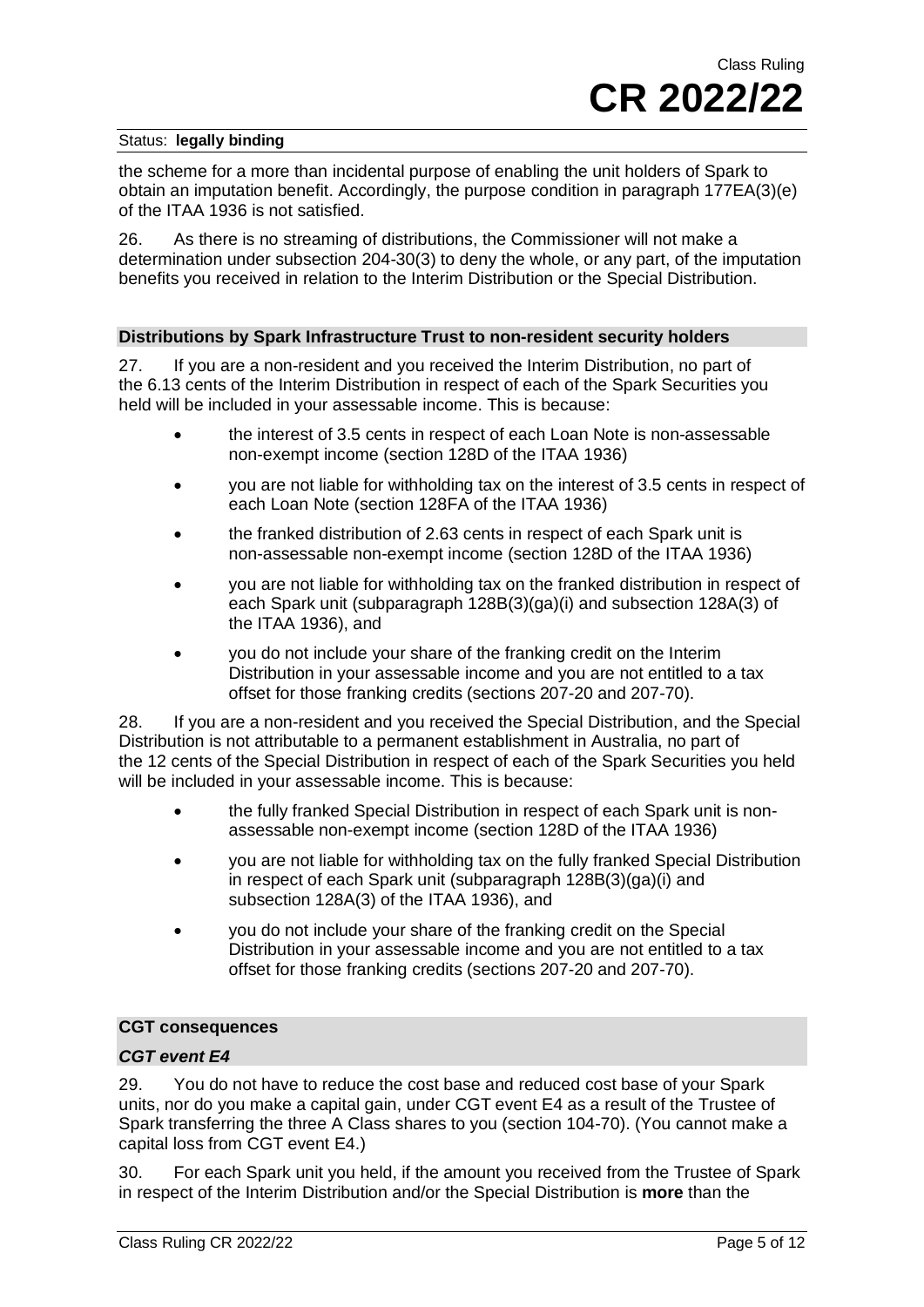the scheme for a more than incidental purpose of enabling the unit holders of Spark to obtain an imputation benefit. Accordingly, the purpose condition in paragraph 177EA(3)(e) of the ITAA 1936 is not satisfied.

26. As there is no streaming of distributions, the Commissioner will not make a determination under subsection 204-30(3) to deny the whole, or any part, of the imputation benefits you received in relation to the Interim Distribution or the Special Distribution.

### Distributions by Spark Infrastructure Trust to non-resident security holders

27. If you are a non-resident and you received the Interim Distribution, no part of the 6.13 cents of the Interim Distribution in respect of each of the Spark Securities you held will be included in your assessable income. This is because:

- the interest of 3.5 cents in respect of each Loan Note is non-assessable non-exempt income (section 128D of the ITAA 1936)
- you are not liable for withholding tax on the interest of 3.5 cents in respect of each Loan Note (section 128FA of the ITAA 1936)
- the franked distribution of 2.63 cents in respect of each Spark unit is non-assessable non-exempt income (section 128D of the ITAA 1936)
- you are not liable for withholding tax on the franked distribution in respect of each Spark unit (subparagraph 128B(3)(ga)(i) and subsection 128A(3) of the ITAA 1936), and
- you do not include your share of the franking credit on the Interim Distribution in your assessable income and you are not entitled to a tax offset for those franking credits (sections 207-20 and 207-70).

28. If you are a non-resident and you received the Special Distribution, and the Special Distribution is not attributable to a permanent establishment in Australia, no part of the 12 cents of the Special Distribution in respect of each of the Spark Securities you held will be included in your assessable income. This is because:

- the fully franked Special Distribution in respect of each Spark unit is non-assessable non-exempt income (section 128D of the ITAA 1936)
- you are not liable for withholding tax on the fully franked Special Distribution in respect of each Spark unit (subparagraph 128B(3)(ga)(i) and subsection 128A(3) of the ITAA 1936), and
- you do not include your share of the franking credit on the Special Distribution in your assessable income and you are not entitled to a tax offset for those franking credits (sections 207-20 and 207-70).

### CGT consequences

#### *CGT event E4*

29. You do not have to reduce the cost base and reduced cost base of your Spark units, nor do you make a capital gain, under CGT event E4 as a result of the Trustee of Spark transferring the three A Class shares to you (section 104-70). (You cannot make a capital loss from CGT event E4.)

30. For each Spark unit you held, if the amount you received from the Trustee of Spark in respect of the Interim Distribution and/or the Special Distribution is **more** than the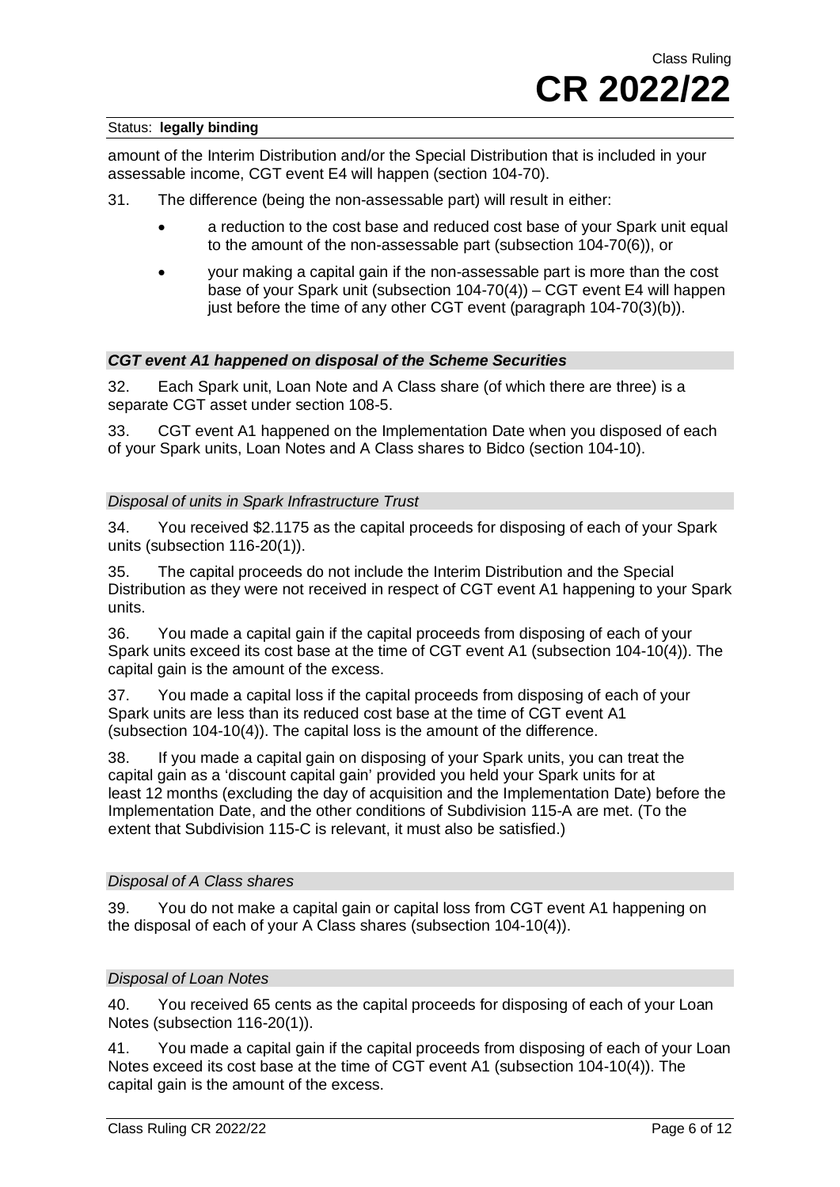amount of the Interim Distribution and/or the Special Distribution that is included in your assessable income, CGT event E4 will happen (section 104-70).

31. The difference (being the non-assessable part) will result in either:

- a reduction to the cost base and reduced cost base of your Spark unit equal to the amount of the non-assessable part (subsection 104-70(6)), or
- your making a capital gain if the non-assessable part is more than the cost base of your Spark unit (subsection 104-70(4)) – CGT event E4 will happen just before the time of any other CGT event (paragraph 104-70(3)(b)).

### *CGT event A1 happened on disposal of the Scheme Securities*

32. Each Spark unit, Loan Note and A Class share (of which there are three) is a separate CGT asset under section 108-5.

33. CGT event A1 happened on the Implementation Date when you disposed of each of your Spark units, Loan Notes and A Class shares to Bidco (section 104-10).

#### *Disposal of units in Spark Infrastructure Trust*

34. You received $2.1175 as the capital proceeds for disposing of each of your Spark units (subsection 116-20(1)).

35. The capital proceeds do not include the Interim Distribution and the Special Distribution as they were not received in respect of CGT event A1 happening to your Spark units.

36. You made a capital gain if the capital proceeds from disposing of each of your Spark units exceed its cost base at the time of CGT event A1 (subsection 104-10(4)). The capital gain is the amount of the excess.

37. You made a capital loss if the capital proceeds from disposing of each of your Spark units are less than its reduced cost base at the time of CGT event A1 (subsection 104-10(4)). The capital loss is the amount of the difference.

38. If you made a capital gain on disposing of your Spark units, you can treat the capital gain as a 'discount capital gain' provided you held your Spark units for at least 12 months (excluding the day of acquisition and the Implementation Date) before the Implementation Date, and the other conditions of Subdivision 115-A are met. (To the extent that Subdivision 115-C is relevant, it must also be satisfied.)

#### *Disposal of A Class shares*

39. You do not make a capital gain or capital loss from CGT event A1 happening on the disposal of each of your A Class shares (subsection 104-10(4)).

#### *Disposal of Loan Notes*

40. You received 65 cents as the capital proceeds for disposing of each of your Loan Notes (subsection 116-20(1)).

41. You made a capital gain if the capital proceeds from disposing of each of your Loan Notes exceed its cost base at the time of CGT event A1 (subsection 104-10(4)). The capital gain is the amount of the excess.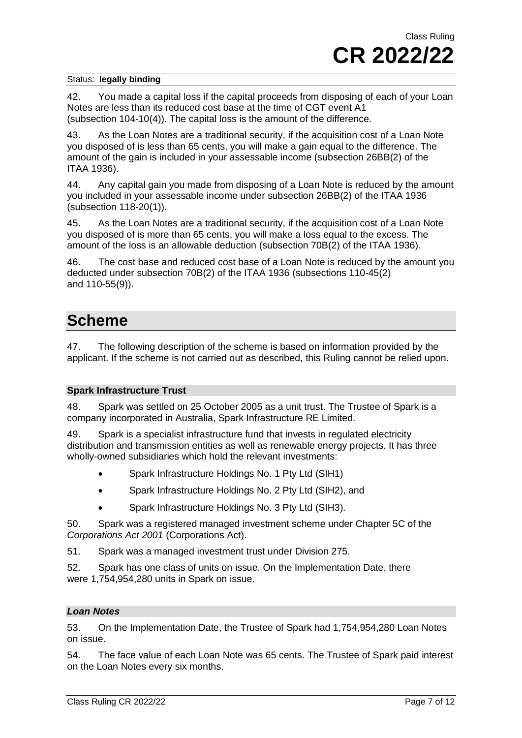42. You made a capital loss if the capital proceeds from disposing of each of your Loan Notes are less than its reduced cost base at the time of CGT event A1 (subsection 104-10(4)). The capital loss is the amount of the difference.

43. As the Loan Notes are a traditional security, if the acquisition cost of a Loan Note you disposed of is less than 65 cents, you will make a gain equal to the difference. The amount of the gain is included in your assessable income (subsection 26BB(2) of the ITAA 1936).

44. Any capital gain you made from disposing of a Loan Note is reduced by the amount you included in your assessable income under subsection 26BB(2) of the ITAA 1936 (subsection 118-20(1)).

45. As the Loan Notes are a traditional security, if the acquisition cost of a Loan Note you disposed of is more than 65 cents, you will make a loss equal to the excess. The amount of the loss is an allowable deduction (subsection 70B(2) of the ITAA 1936).

46. The cost base and reduced cost base of a Loan Note is reduced by the amount you deducted under subsection 70B(2) of the ITAA 1936 (subsections 110-45(2) and 110-55(9)).

# Scheme

47. The following description of the scheme is based on information provided by the applicant. If the scheme is not carried out as described, this Ruling cannot be relied upon.

### Spark Infrastructure Trust

48. Spark was settled on 25 October 2005 as a unit trust. The Trustee of Spark is a company incorporated in Australia, Spark Infrastructure RE Limited.

49. Spark is a specialist infrastructure fund that invests in regulated electricity distribution and transmission entities as well as renewable energy projects. It has three wholly-owned subsidiaries which hold the relevant investments:

- Spark Infrastructure Holdings No. 1 Pty Ltd (SIH1)
- Spark Infrastructure Holdings No. 2 Pty Ltd (SIH2), and
- Spark Infrastructure Holdings No. 3 Pty Ltd (SIH3).

50. Spark was a registered managed investment scheme under Chapter 5C of the *Corporations Act 2001* (Corporations Act).

51. Spark was a managed investment trust under Division 275.

52. Spark has one class of units on issue. On the Implementation Date, there were 1,754,954,280 units in Spark on issue.

#### *Loan Notes*

53. On the Implementation Date, the Trustee of Spark had 1,754,954,280 Loan Notes on issue.

54. The face value of each Loan Note was 65 cents. The Trustee of Spark paid interest on the Loan Notes every six months.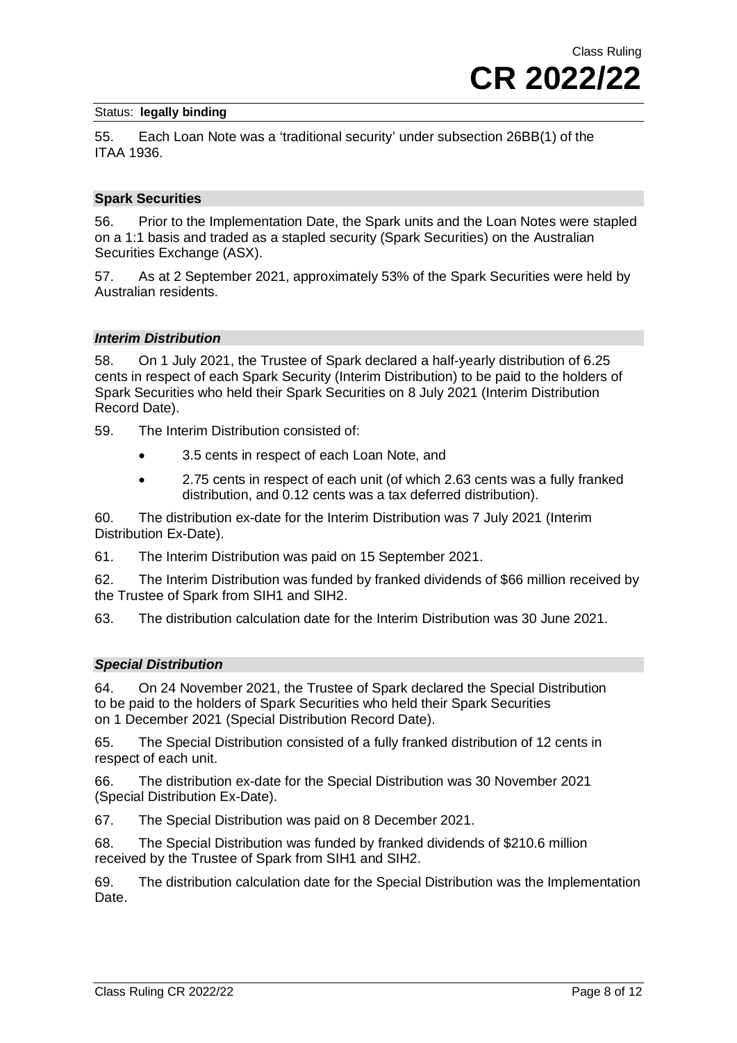55. Each Loan Note was a 'traditional security' under subsection 26BB(1) of the ITAA 1936.

### Spark Securities

56. Prior to the Implementation Date, the Spark units and the Loan Notes were stapled on a 1:1 basis and traded as a stapled security (Spark Securities) on the Australian Securities Exchange (ASX).

57. As at 2 September 2021, approximately 53% of the Spark Securities were held by Australian residents.

#### *Interim Distribution*

58. On 1 July 2021, the Trustee of Spark declared a half-yearly distribution of 6.25 cents in respect of each Spark Security (Interim Distribution) to be paid to the holders of Spark Securities who held their Spark Securities on 8 July 2021 (Interim Distribution Record Date).

59. The Interim Distribution consisted of:

- 3.5 cents in respect of each Loan Note, and
- 2.75 cents in respect of each unit (of which 2.63 cents was a fully franked distribution, and 0.12 cents was a tax deferred distribution).

60. The distribution ex-date for the Interim Distribution was 7 July 2021 (Interim Distribution Ex-Date).

61. The Interim Distribution was paid on 15 September 2021.

62. The Interim Distribution was funded by franked dividends of $66 million received by the Trustee of Spark from SIH1 and SIH2.

63. The distribution calculation date for the Interim Distribution was 30 June 2021.

#### *Special Distribution*

64. On 24 November 2021, the Trustee of Spark declared the Special Distribution to be paid to the holders of Spark Securities who held their Spark Securities on 1 December 2021 (Special Distribution Record Date).

65. The Special Distribution consisted of a fully franked distribution of 12 cents in respect of each unit.

66. The distribution ex-date for the Special Distribution was 30 November 2021 (Special Distribution Ex-Date).

67. The Special Distribution was paid on 8 December 2021.

68. The Special Distribution was funded by franked dividends of $210.6 million received by the Trustee of Spark from SIH1 and SIH2.

69. The distribution calculation date for the Special Distribution was the Implementation Date.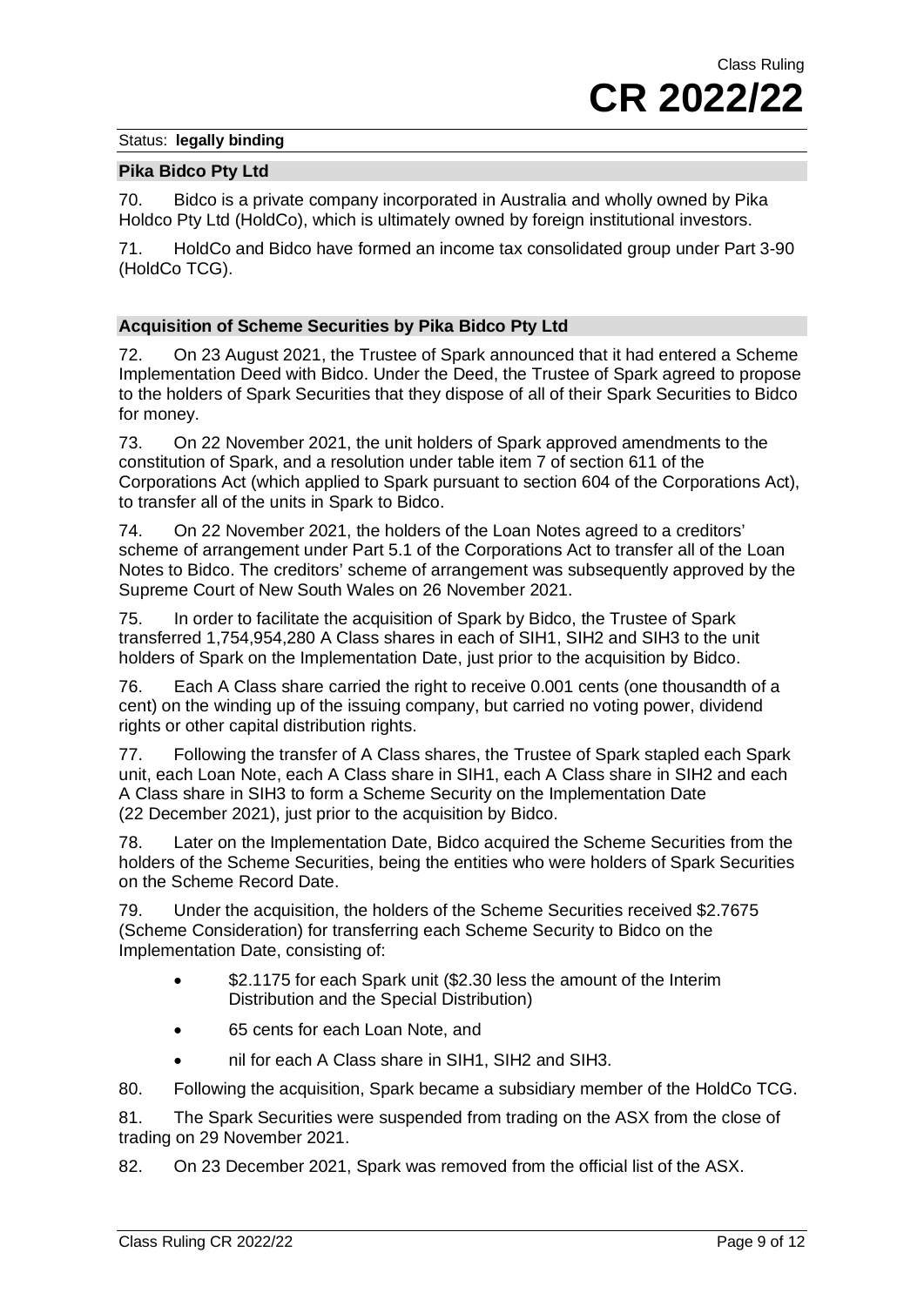## Pika Bidco Pty Ltd

70. Bidco is a private company incorporated in Australia and wholly owned by Pika Holdco Pty Ltd (HoldCo), which is ultimately owned by foreign institutional investors.

71. HoldCo and Bidco have formed an income tax consolidated group under Part 3-90 (HoldCo TCG).

## Acquisition of Scheme Securities by Pika Bidco Pty Ltd

72. On 23 August 2021, the Trustee of Spark announced that it had entered a Scheme Implementation Deed with Bidco. Under the Deed, the Trustee of Spark agreed to propose to the holders of Spark Securities that they dispose of all of their Spark Securities to Bidco for money.

73. On 22 November 2021, the unit holders of Spark approved amendments to the constitution of Spark, and a resolution under table item 7 of section 611 of the Corporations Act (which applied to Spark pursuant to section 604 of the Corporations Act), to transfer all of the units in Spark to Bidco.

74. On 22 November 2021, the holders of the Loan Notes agreed to a creditors' scheme of arrangement under Part 5.1 of the Corporations Act to transfer all of the Loan Notes to Bidco. The creditors' scheme of arrangement was subsequently approved by the Supreme Court of New South Wales on 26 November 2021.

75. In order to facilitate the acquisition of Spark by Bidco, the Trustee of Spark transferred 1,754,954,280 A Class shares in each of SIH1, SIH2 and SIH3 to the unit holders of Spark on the Implementation Date, just prior to the acquisition by Bidco.

76. Each A Class share carried the right to receive 0.001 cents (one thousandth of a cent) on the winding up of the issuing company, but carried no voting power, dividend rights or other capital distribution rights.

77. Following the transfer of A Class shares, the Trustee of Spark stapled each Spark unit, each Loan Note, each A Class share in SIH1, each A Class share in SIH2 and each A Class share in SIH3 to form a Scheme Security on the Implementation Date (22 December 2021), just prior to the acquisition by Bidco.

78. Later on the Implementation Date, Bidco acquired the Scheme Securities from the holders of the Scheme Securities, being the entities who were holders of Spark Securities on the Scheme Record Date.

79. Under the acquisition, the holders of the Scheme Securities received $2.7675 (Scheme Consideration) for transferring each Scheme Security to Bidco on the Implementation Date, consisting of:

- $2.1175 for each Spark unit ($2.30 less the amount of the Interim Distribution and the Special Distribution)
- 65 cents for each Loan Note, and
- nil for each A Class share in SIH1, SIH2 and SIH3.

80. Following the acquisition, Spark became a subsidiary member of the HoldCo TCG.

81. The Spark Securities were suspended from trading on the ASX from the close of trading on 29 November 2021.

82. On 23 December 2021, Spark was removed from the official list of the ASX.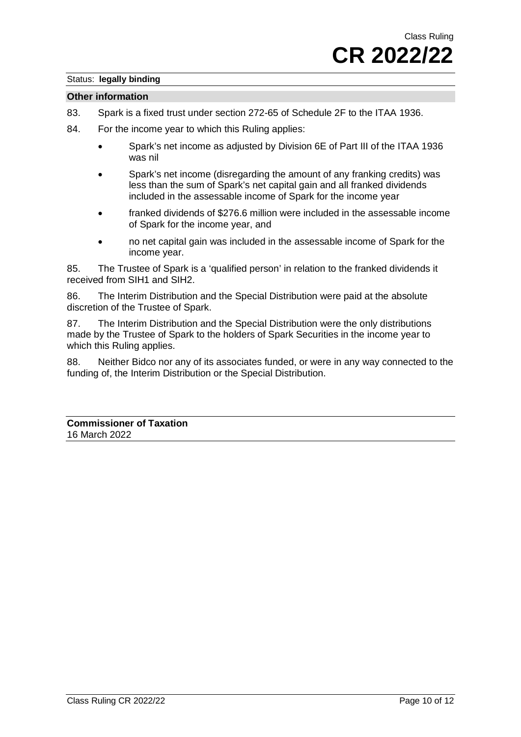Status: **legally binding**

## Other information

83. Spark is a fixed trust under section 272-65 of Schedule 2F to the ITAA 1936.

84. For the income year to which this Ruling applies:

- Spark's net income as adjusted by Division 6E of Part III of the ITAA 1936 was nil
- Spark's net income (disregarding the amount of any franking credits) was less than the sum of Spark's net capital gain and all franked dividends included in the assessable income of Spark for the income year
- franked dividends of $276.6 million were included in the assessable income of Spark for the income year, and
- no net capital gain was included in the assessable income of Spark for the income year.

85. The Trustee of Spark is a 'qualified person' in relation to the franked dividends it received from SIH1 and SIH2.

86. The Interim Distribution and the Special Distribution were paid at the absolute discretion of the Trustee of Spark.

87. The Interim Distribution and the Special Distribution were the only distributions made by the Trustee of Spark to the holders of Spark Securities in the income year to which this Ruling applies.

88. Neither Bidco nor any of its associates funded, or were in any way connected to the funding of, the Interim Distribution or the Special Distribution.

**Commissioner of Taxation**
16 March 2022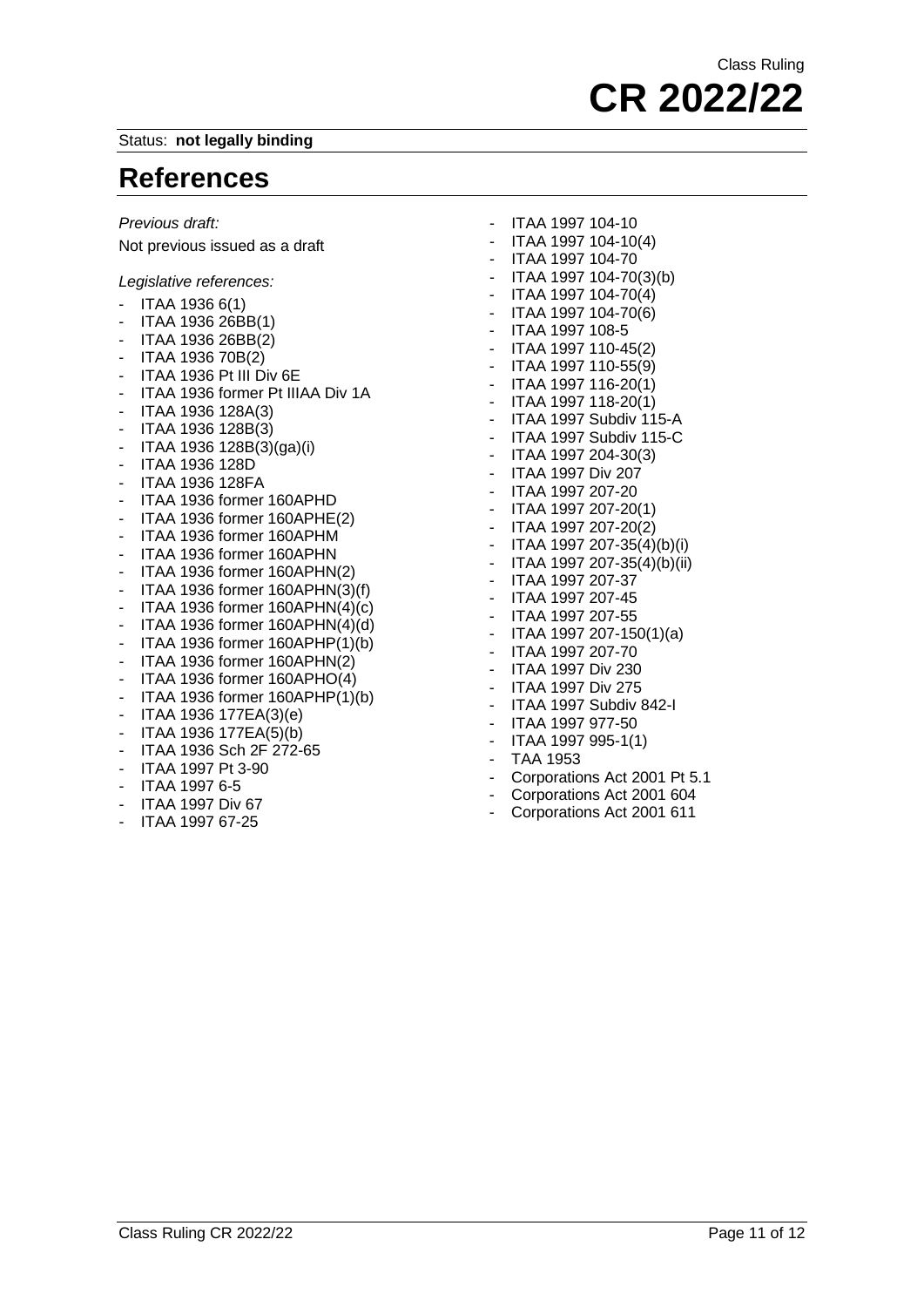Status: **not legally binding**

## References

*Previous draft:*

Not previous issued as a draft

*Legislative references:*

- ITAA 1936 6(1)
- ITAA 1936 26BB(1)
- ITAA 1936 26BB(2)
- ITAA 1936 70B(2)
- ITAA 1936 Pt III Div 6E
- ITAA 1936 former Pt IIIAA Div 1A
- ITAA 1936 128A(3)
- ITAA 1936 128B(3)
- ITAA 1936 128B(3)(ga)(i)
- ITAA 1936 128D
- ITAA 1936 128FA
- ITAA 1936 former 160APHD
- ITAA 1936 former 160APHE(2)
- ITAA 1936 former 160APHM
- ITAA 1936 former 160APHN
- ITAA 1936 former 160APHN(2)
- ITAA 1936 former 160APHN(3)(f)
- ITAA 1936 former 160APHN(4)(c)
- ITAA 1936 former 160APHN(4)(d)
- ITAA 1936 former 160APHP(1)(b)
- ITAA 1936 former 160APHN(2)
- ITAA 1936 former 160APHO(4)
- ITAA 1936 former 160APHP(1)(b)
- ITAA 1936 177EA(3)(e)
- ITAA 1936 177EA(5)(b)
- ITAA 1936 Sch 2F 272-65
- ITAA 1997 Pt 3-90
- ITAA 1997 6-5
- ITAA 1997 Div 67
- ITAA 1997 67-25
- ITAA 1997 104-10
- ITAA 1997 104-10(4)
- ITAA 1997 104-70
- ITAA 1997 104-70(3)(b)
- ITAA 1997 104-70(4)
- ITAA 1997 104-70(6)
- ITAA 1997 108-5
- ITAA 1997 110-45(2)
- ITAA 1997 110-55(9)
- ITAA 1997 116-20(1)
- ITAA 1997 118-20(1)
- ITAA 1997 Subdiv 115-A
- ITAA 1997 Subdiv 115-C
- ITAA 1997 204-30(3)
- ITAA 1997 Div 207
- ITAA 1997 207-20
- ITAA 1997 207-20(1)
- ITAA 1997 207-20(2)
- ITAA 1997 207-35(4)(b)(i)
- ITAA 1997 207-35(4)(b)(ii)
- ITAA 1997 207-37
- ITAA 1997 207-45
- ITAA 1997 207-55
- ITAA 1997 207-150(1)(a)
- ITAA 1997 207-70
- ITAA 1997 Div 230
- ITAA 1997 Div 275
- ITAA 1997 Subdiv 842-I
- ITAA 1997 977-50
- ITAA 1997 995-1(1)
- TAA 1953
- Corporations Act 2001 Pt 5.1
- Corporations Act 2001 604
- Corporations Act 2001 611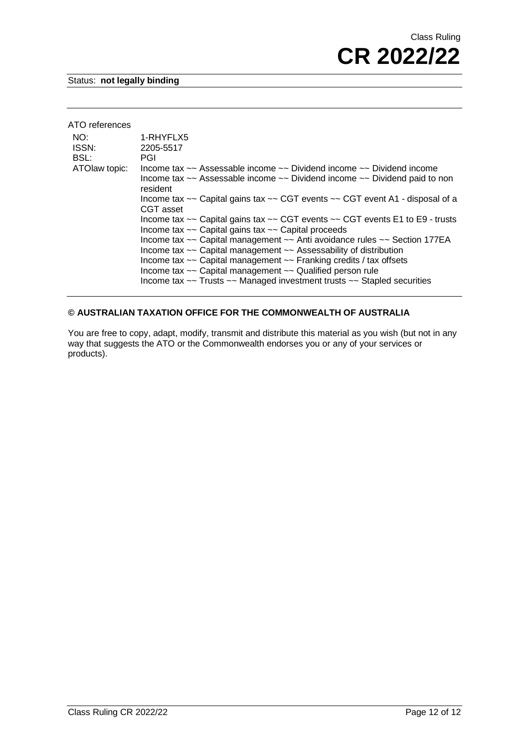ATO references

| | |
|---|---|
| NO: | 1-RHYFLX5 |
| ISSN: | 2205-5517 |
| BSL: | PGI |
| ATOlaw topic: | Income tax ~~ Assessable income ~~ Dividend income ~~ Dividend income<br>Income tax ~~ Assessable income ~~ Dividend income ~~ Dividend paid to non resident<br>Income tax ~~ Capital gains tax ~~ CGT events ~~ CGT event A1 - disposal of a CGT asset<br>Income tax ~~ Capital gains tax ~~ CGT events ~~ CGT events E1 to E9 - trusts<br>Income tax ~~ Capital gains tax ~~ Capital proceeds<br>Income tax ~~ Capital management ~~ Anti avoidance rules ~~ Section 177EA<br>Income tax ~~ Capital management ~~ Assessability of distribution<br>Income tax ~~ Capital management ~~ Franking credits / tax offsets<br>Income tax ~~ Capital management ~~ Qualified person rule<br>Income tax ~~ Trusts ~~ Managed investment trusts ~~ Stapled securities |

**© AUSTRALIAN TAXATION OFFICE FOR THE COMMONWEALTH OF AUSTRALIA**

You are free to copy, adapt, modify, transmit and distribute this material as you wish (but not in any way that suggests the ATO or the Commonwealth endorses you or any of your services or products).